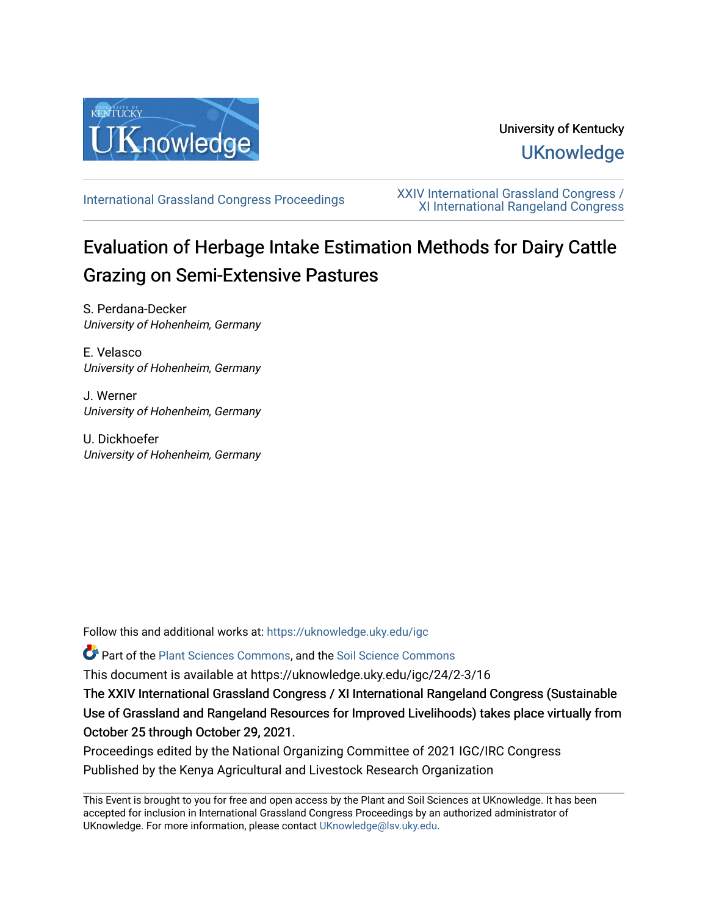University of Kentucky

UKnowledge

International Grassland Congress Proceedings

XXIV International Grassland Congress / XI International Rangeland Congress

# Evaluation of Herbage Intake Estimation Methods for Dairy Cattle Grazing on Semi-Extensive Pastures

S. Perdana-Decker
*University of Hohenheim, Germany*

E. Velasco
*University of Hohenheim, Germany*

J. Werner
*University of Hohenheim, Germany*

U. Dickhoefer
*University of Hohenheim, Germany*

Follow this and additional works at: https://uknowledge.uky.edu/igc

Part of the Plant Sciences Commons, and the Soil Science Commons

This document is available at https://uknowledge.uky.edu/igc/24/2-3/16

**The XXIV International Grassland Congress / XI International Rangeland Congress (Sustainable Use of Grassland and Rangeland Resources for Improved Livelihoods) takes place virtually from October 25 through October 29, 2021.**

Proceedings edited by the National Organizing Committee of 2021 IGC/IRC Congress

Published by the Kenya Agricultural and Livestock Research Organization

This Event is brought to you for free and open access by the Plant and Soil Sciences at UKnowledge. It has been accepted for inclusion in International Grassland Congress Proceedings by an authorized administrator of UKnowledge. For more information, please contact UKnowledge@lsv.uky.edu.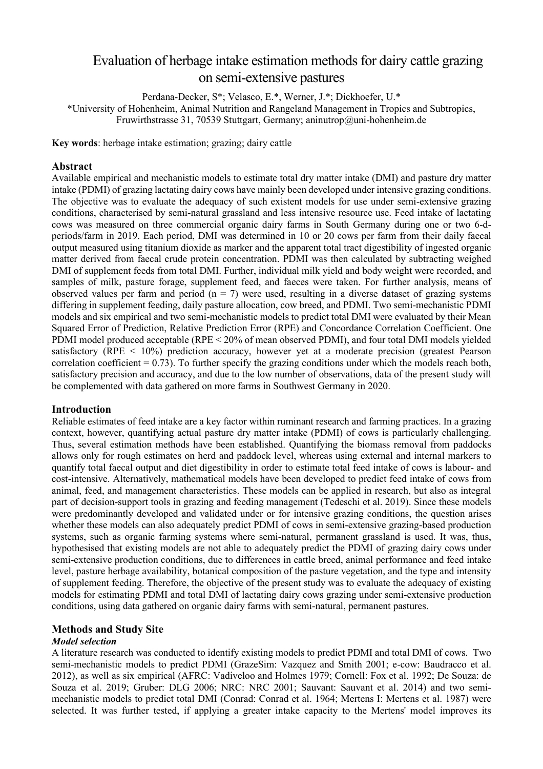# Evaluation of herbage intake estimation methods for dairy cattle grazing on semi-extensive pastures

Perdana-Decker, S*; Velasco, E.*, Werner, J.*; Dickhoefer, U.*

*University of Hohenheim, Animal Nutrition and Rangeland Management in Tropics and Subtropics, Fruwirthstrasse 31, 70539 Stuttgart, Germany; aninutrop@uni-hohenheim.de

**Key words**: herbage intake estimation; grazing; dairy cattle

## Abstract

Available empirical and mechanistic models to estimate total dry matter intake (DMI) and pasture dry matter intake (PDMI) of grazing lactating dairy cows have mainly been developed under intensive grazing conditions. The objective was to evaluate the adequacy of such existent models for use under semi-extensive grazing conditions, characterised by semi-natural grassland and less intensive resource use. Feed intake of lactating cows was measured on three commercial organic dairy farms in South Germany during one or two 6-d-periods/farm in 2019. Each period, DMI was determined in 10 or 20 cows per farm from their daily faecal output measured using titanium dioxide as marker and the apparent total tract digestibility of ingested organic matter derived from faecal crude protein concentration. PDMI was then calculated by subtracting weighed DMI of supplement feeds from total DMI. Further, individual milk yield and body weight were recorded, and samples of milk, pasture forage, supplement feed, and faeces were taken. For further analysis, means of observed values per farm and period (n = 7) were used, resulting in a diverse dataset of grazing systems differing in supplement feeding, daily pasture allocation, cow breed, and PDMI. Two semi-mechanistic PDMI models and six empirical and two semi-mechanistic models to predict total DMI were evaluated by their Mean Squared Error of Prediction, Relative Prediction Error (RPE) and Concordance Correlation Coefficient. One PDMI model produced acceptable (RPE < 20% of mean observed PDMI), and four total DMI models yielded satisfactory (RPE < 10%) prediction accuracy, however yet at a moderate precision (greatest Pearson correlation coefficient = 0.73). To further specify the grazing conditions under which the models reach both, satisfactory precision and accuracy, and due to the low number of observations, data of the present study will be complemented with data gathered on more farms in Southwest Germany in 2020.

## Introduction

Reliable estimates of feed intake are a key factor within ruminant research and farming practices. In a grazing context, however, quantifying actual pasture dry matter intake (PDMI) of cows is particularly challenging. Thus, several estimation methods have been established. Quantifying the biomass removal from paddocks allows only for rough estimates on herd and paddock level, whereas using external and internal markers to quantify total faecal output and diet digestibility in order to estimate total feed intake of cows is labour- and cost-intensive. Alternatively, mathematical models have been developed to predict feed intake of cows from animal, feed, and management characteristics. These models can be applied in research, but also as integral part of decision-support tools in grazing and feeding management (Tedeschi et al. 2019). Since these models were predominantly developed and validated under or for intensive grazing conditions, the question arises whether these models can also adequately predict PDMI of cows in semi-extensive grazing-based production systems, such as organic farming systems where semi-natural, permanent grassland is used. It was, thus, hypothesised that existing models are not able to adequately predict the PDMI of grazing dairy cows under semi-extensive production conditions, due to differences in cattle breed, animal performance and feed intake level, pasture herbage availability, botanical composition of the pasture vegetation, and the type and intensity of supplement feeding. Therefore, the objective of the present study was to evaluate the adequacy of existing models for estimating PDMI and total DMI of lactating dairy cows grazing under semi-extensive production conditions, using data gathered on organic dairy farms with semi-natural, permanent pastures.

## Methods and Study Site

### *Model selection*

A literature research was conducted to identify existing models to predict PDMI and total DMI of cows. Two semi-mechanistic models to predict PDMI (GrazeSim: Vazquez and Smith 2001; e-cow: Baudracco et al. 2012), as well as six empirical (AFRC: Vadiveloo and Holmes 1979; Cornell: Fox et al. 1992; De Souza: de Souza et al. 2019; Gruber: DLG 2006; NRC: NRC 2001; Sauvant: Sauvant et al. 2014) and two semi-mechanistic models to predict total DMI (Conrad: Conrad et al. 1964; Mertens I: Mertens et al. 1987) were selected. It was further tested, if applying a greater intake capacity to the Mertens' model improves its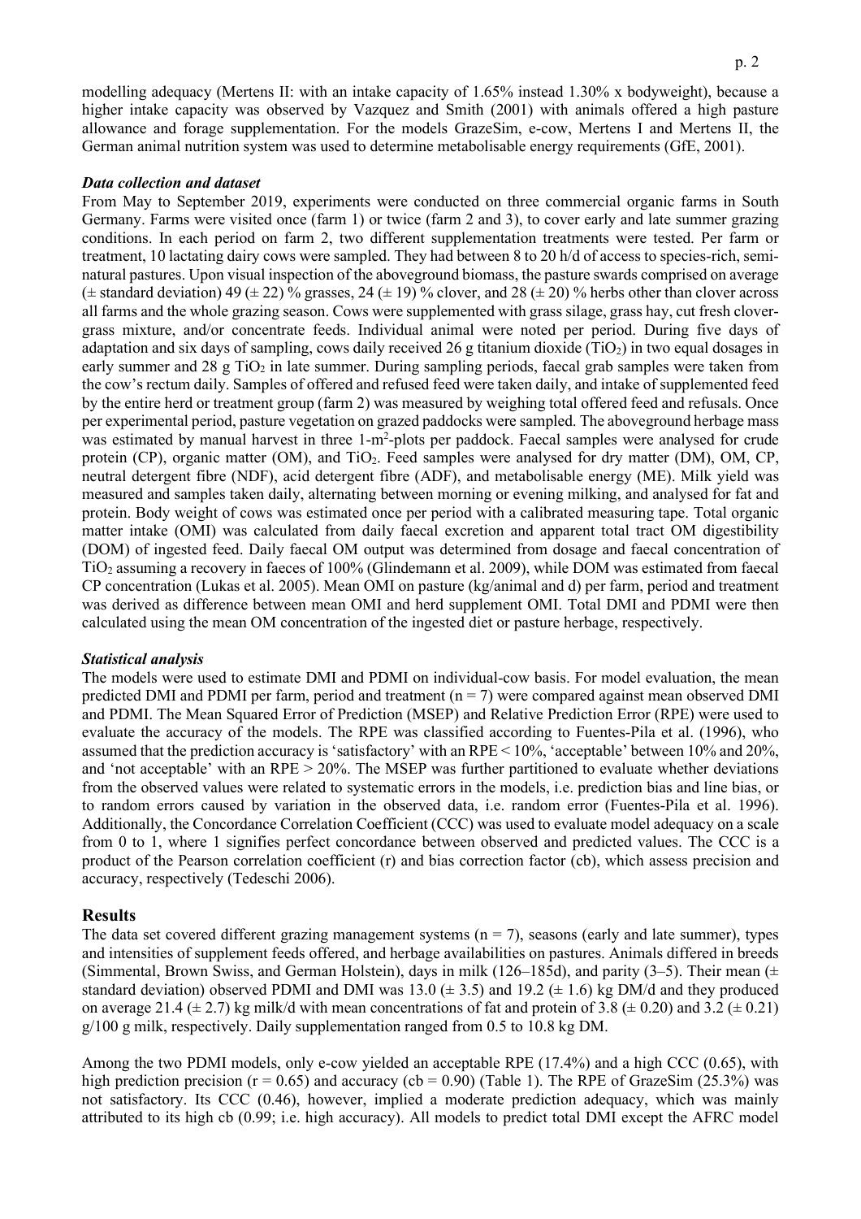modelling adequacy (Mertens II: with an intake capacity of 1.65% instead 1.30% x bodyweight), because a higher intake capacity was observed by Vazquez and Smith (2001) with animals offered a high pasture allowance and forage supplementation. For the models GrazeSim, e-cow, Mertens I and Mertens II, the German animal nutrition system was used to determine metabolisable energy requirements (GfE, 2001).

### *Data collection and dataset*

From May to September 2019, experiments were conducted on three commercial organic farms in South Germany. Farms were visited once (farm 1) or twice (farm 2 and 3), to cover early and late summer grazing conditions. In each period on farm 2, two different supplementation treatments were tested. Per farm or treatment, 10 lactating dairy cows were sampled. They had between 8 to 20 h/d of access to species-rich, semi-natural pastures. Upon visual inspection of the aboveground biomass, the pasture swards comprised on average (± standard deviation) 49 (± 22) % grasses, 24 (± 19) % clover, and 28 (± 20) % herbs other than clover across all farms and the whole grazing season. Cows were supplemented with grass silage, grass hay, cut fresh clover-grass mixture, and/or concentrate feeds. Individual animal were noted per period. During five days of adaptation and six days of sampling, cows daily received 26 g titanium dioxide ($TiO_2$) in two equal dosages in early summer and 28 g $TiO_2$ in late summer. During sampling periods, faecal grab samples were taken from the cow's rectum daily. Samples of offered and refused feed were taken daily, and intake of supplemented feed by the entire herd or treatment group (farm 2) was measured by weighing total offered feed and refusals. Once per experimental period, pasture vegetation on grazed paddocks were sampled. The aboveground herbage mass was estimated by manual harvest in three 1-$m^2$-plots per paddock. Faecal samples were analysed for crude protein (CP), organic matter (OM), and $TiO_2$. Feed samples were analysed for dry matter (DM), OM, CP, neutral detergent fibre (NDF), acid detergent fibre (ADF), and metabolisable energy (ME). Milk yield was measured and samples taken daily, alternating between morning or evening milking, and analysed for fat and protein. Body weight of cows was estimated once per period with a calibrated measuring tape. Total organic matter intake (OMI) was calculated from daily faecal excretion and apparent total tract OM digestibility (DOM) of ingested feed. Daily faecal OM output was determined from dosage and faecal concentration of $TiO_2$ assuming a recovery in faeces of 100% (Glindemann et al. 2009), while DOM was estimated from faecal CP concentration (Lukas et al. 2005). Mean OMI on pasture (kg/animal and d) per farm, period and treatment was derived as difference between mean OMI and herd supplement OMI. Total DMI and PDMI were then calculated using the mean OM concentration of the ingested diet or pasture herbage, respectively.

### *Statistical analysis*

The models were used to estimate DMI and PDMI on individual-cow basis. For model evaluation, the mean predicted DMI and PDMI per farm, period and treatment ($n = 7$) were compared against mean observed DMI and PDMI. The Mean Squared Error of Prediction (MSEP) and Relative Prediction Error (RPE) were used to evaluate the accuracy of the models. The RPE was classified according to Fuentes-Pila et al. (1996), who assumed that the prediction accuracy is 'satisfactory' with an RPE < 10%, 'acceptable' between 10% and 20%, and 'not acceptable' with an RPE > 20%. The MSEP was further partitioned to evaluate whether deviations from the observed values were related to systematic errors in the models, i.e. prediction bias and line bias, or to random errors caused by variation in the observed data, i.e. random error (Fuentes-Pila et al. 1996). Additionally, the Concordance Correlation Coefficient (CCC) was used to evaluate model adequacy on a scale from 0 to 1, where 1 signifies perfect concordance between observed and predicted values. The CCC is a product of the Pearson correlation coefficient (r) and bias correction factor (cb), which assess precision and accuracy, respectively (Tedeschi 2006).

## Results

The data set covered different grazing management systems ($n = 7$), seasons (early and late summer), types and intensities of supplement feeds offered, and herbage availabilities on pastures. Animals differed in breeds (Simmental, Brown Swiss, and German Holstein), days in milk (126–185d), and parity (3–5). Their mean (± standard deviation) observed PDMI and DMI was 13.0 (± 3.5) and 19.2 (± 1.6) kg DM/d and they produced on average 21.4 (± 2.7) kg milk/d with mean concentrations of fat and protein of 3.8 (± 0.20) and 3.2 (± 0.21) g/100 g milk, respectively. Daily supplementation ranged from 0.5 to 10.8 kg DM.

Among the two PDMI models, only e-cow yielded an acceptable RPE (17.4%) and a high CCC (0.65), with high prediction precision ($r = 0.65$) and accuracy ($cb = 0.90$) (Table 1). The RPE of GrazeSim (25.3%) was not satisfactory. Its CCC (0.46), however, implied a moderate prediction adequacy, which was mainly attributed to its high cb (0.99; i.e. high accuracy). All models to predict total DMI except the AFRC model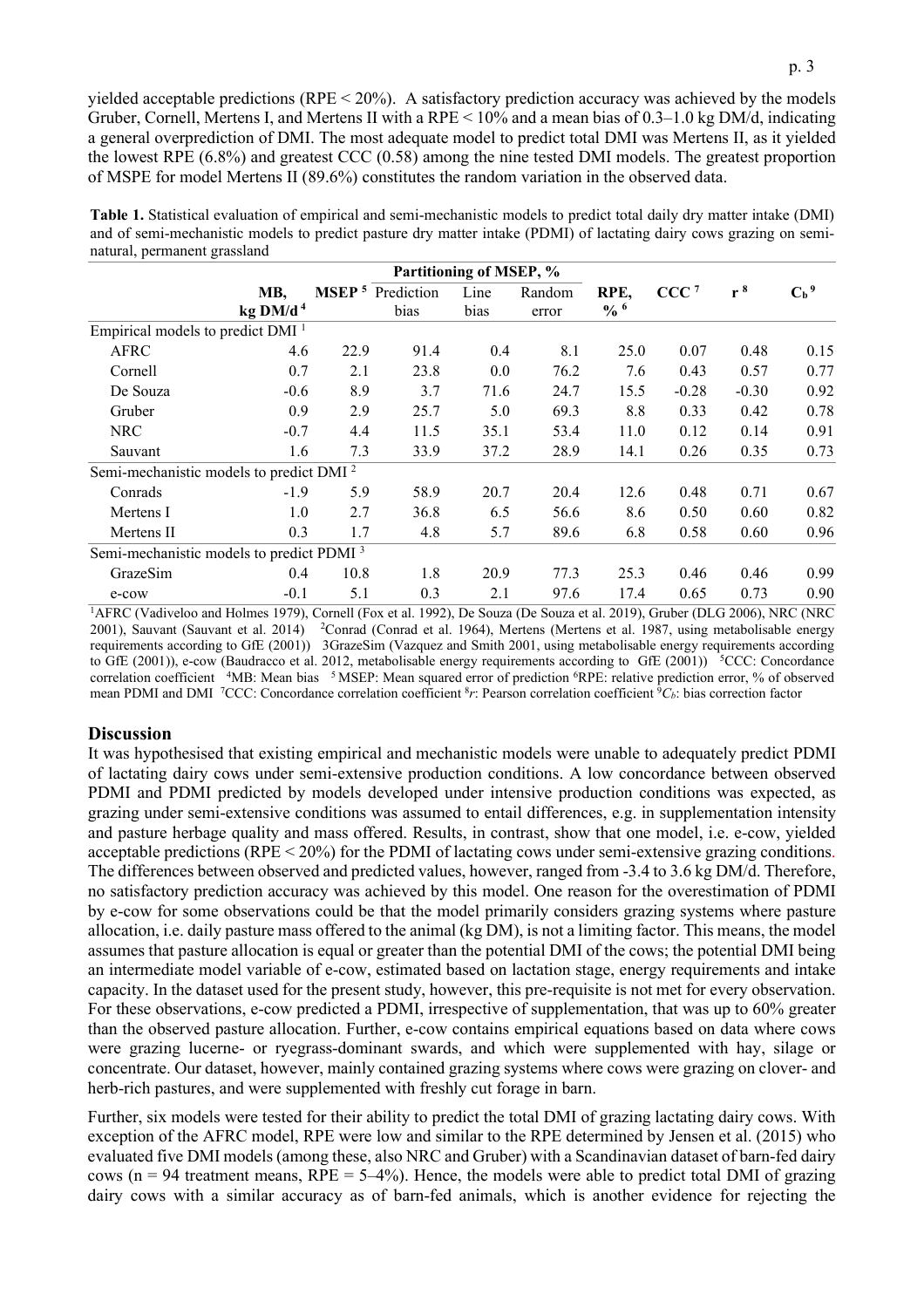yielded acceptable predictions (RPE < 20%). A satisfactory prediction accuracy was achieved by the models Gruber, Cornell, Mertens I, and Mertens II with a RPE < 10% and a mean bias of 0.3–1.0 kg DM/d, indicating a general overprediction of DMI. The most adequate model to predict total DMI was Mertens II, as it yielded the lowest RPE (6.8%) and greatest CCC (0.58) among the nine tested DMI models. The greatest proportion of MSPE for model Mertens II (89.6%) constitutes the random variation in the observed data.

**Table 1.** Statistical evaluation of empirical and semi-mechanistic models to predict total daily dry matter intake (DMI) and of semi-mechanistic models to predict pasture dry matter intake (PDMI) of lactating dairy cows grazing on semi-natural, permanent grassland

| | MB, kg DM/d [4] | MSEP [5] | Partitioning of MSEP, % Prediction bias | Line bias | Random error | RPE, % [6] | CCC [7] | r [8] | $C_b$ [9] |
|---|---|---|---|---|---|---|---|---|---|
| Empirical models to predict DMI [1] | | | | | | | | | |
| AFRC | 4.6 | 22.9 | 91.4 | 0.4 | 8.1 | 25.0 | 0.07 | 0.48 | 0.15 |
| Cornell | 0.7 | 2.1 | 23.8 | 0.0 | 76.2 | 7.6 | 0.43 | 0.57 | 0.77 |
| De Souza | -0.6 | 8.9 | 3.7 | 71.6 | 24.7 | 15.5 | -0.28 | -0.30 | 0.92 |
| Gruber | 0.9 | 2.9 | 25.7 | 5.0 | 69.3 | 8.8 | 0.33 | 0.42 | 0.78 |
| NRC | -0.7 | 4.4 | 11.5 | 35.1 | 53.4 | 11.0 | 0.12 | 0.14 | 0.91 |
| Sauvant | 1.6 | 7.3 | 33.9 | 37.2 | 28.9 | 14.1 | 0.26 | 0.35 | 0.73 |
| Semi-mechanistic models to predict DMI [2] | | | | | | | | | |
| Conrads | -1.9 | 5.9 | 58.9 | 20.7 | 20.4 | 12.6 | 0.48 | 0.71 | 0.67 |
| Mertens I | 1.0 | 2.7 | 36.8 | 6.5 | 56.6 | 8.6 | 0.50 | 0.60 | 0.82 |
| Mertens II | 0.3 | 1.7 | 4.8 | 5.7 | 89.6 | 6.8 | 0.58 | 0.60 | 0.96 |
| Semi-mechanistic models to predict PDMI [3] | | | | | | | | | |
| GrazeSim | 0.4 | 10.8 | 1.8 | 20.9 | 77.3 | 25.3 | 0.46 | 0.46 | 0.99 |
| e-cow | -0.1 | 5.1 | 0.3 | 2.1 | 97.6 | 17.4 | 0.65 | 0.73 | 0.90 |

[1]AFRC (Vadiveloo and Holmes 1979), Cornell (Fox et al. 1992), De Souza (De Souza et al. 2019), Gruber (DLG 2006), NRC (NRC 2001), Sauvant (Sauvant et al. 2014) [2]Conrad (Conrad et al. 1964), Mertens (Mertens et al. 1987, using metabolisable energy requirements according to GfE (2001)) 3GrazeSim (Vazquez and Smith 2001, using metabolisable energy requirements according to GfE (2001)), e-cow (Baudracco et al. 2012, metabolisable energy requirements according to GfE (2001)) [5]CCC: Concordance correlation coefficient [4]MB: Mean bias [5] MSEP: Mean squared error of prediction [6]RPE: relative prediction error, % of observed mean PDMI and DMI [7]CCC: Concordance correlation coefficient [8]*r*: Pearson correlation coefficient [9]$C_b$: bias correction factor

## Discussion

It was hypothesised that existing empirical and mechanistic models were unable to adequately predict PDMI of lactating dairy cows under semi-extensive production conditions. A low concordance between observed PDMI and PDMI predicted by models developed under intensive production conditions was expected, as grazing under semi-extensive conditions was assumed to entail differences, e.g. in supplementation intensity and pasture herbage quality and mass offered. Results, in contrast, show that one model, i.e. e-cow, yielded acceptable predictions (RPE < 20%) for the PDMI of lactating cows under semi-extensive grazing conditions. The differences between observed and predicted values, however, ranged from -3.4 to 3.6 kg DM/d. Therefore, no satisfactory prediction accuracy was achieved by this model. One reason for the overestimation of PDMI by e-cow for some observations could be that the model primarily considers grazing systems where pasture allocation, i.e. daily pasture mass offered to the animal (kg DM), is not a limiting factor. This means, the model assumes that pasture allocation is equal or greater than the potential DMI of the cows; the potential DMI being an intermediate model variable of e-cow, estimated based on lactation stage, energy requirements and intake capacity. In the dataset used for the present study, however, this pre-requisite is not met for every observation. For these observations, e-cow predicted a PDMI, irrespective of supplementation, that was up to 60% greater than the observed pasture allocation. Further, e-cow contains empirical equations based on data where cows were grazing lucerne- or ryegrass-dominant swards, and which were supplemented with hay, silage or concentrate. Our dataset, however, mainly contained grazing systems where cows were grazing on clover- and herb-rich pastures, and were supplemented with freshly cut forage in barn.

Further, six models were tested for their ability to predict the total DMI of grazing lactating dairy cows. With exception of the AFRC model, RPE were low and similar to the RPE determined by Jensen et al. (2015) who evaluated five DMI models (among these, also NRC and Gruber) with a Scandinavian dataset of barn-fed dairy cows (n = 94 treatment means, RPE = 5–4%). Hence, the models were able to predict total DMI of grazing dairy cows with a similar accuracy as of barn-fed animals, which is another evidence for rejecting the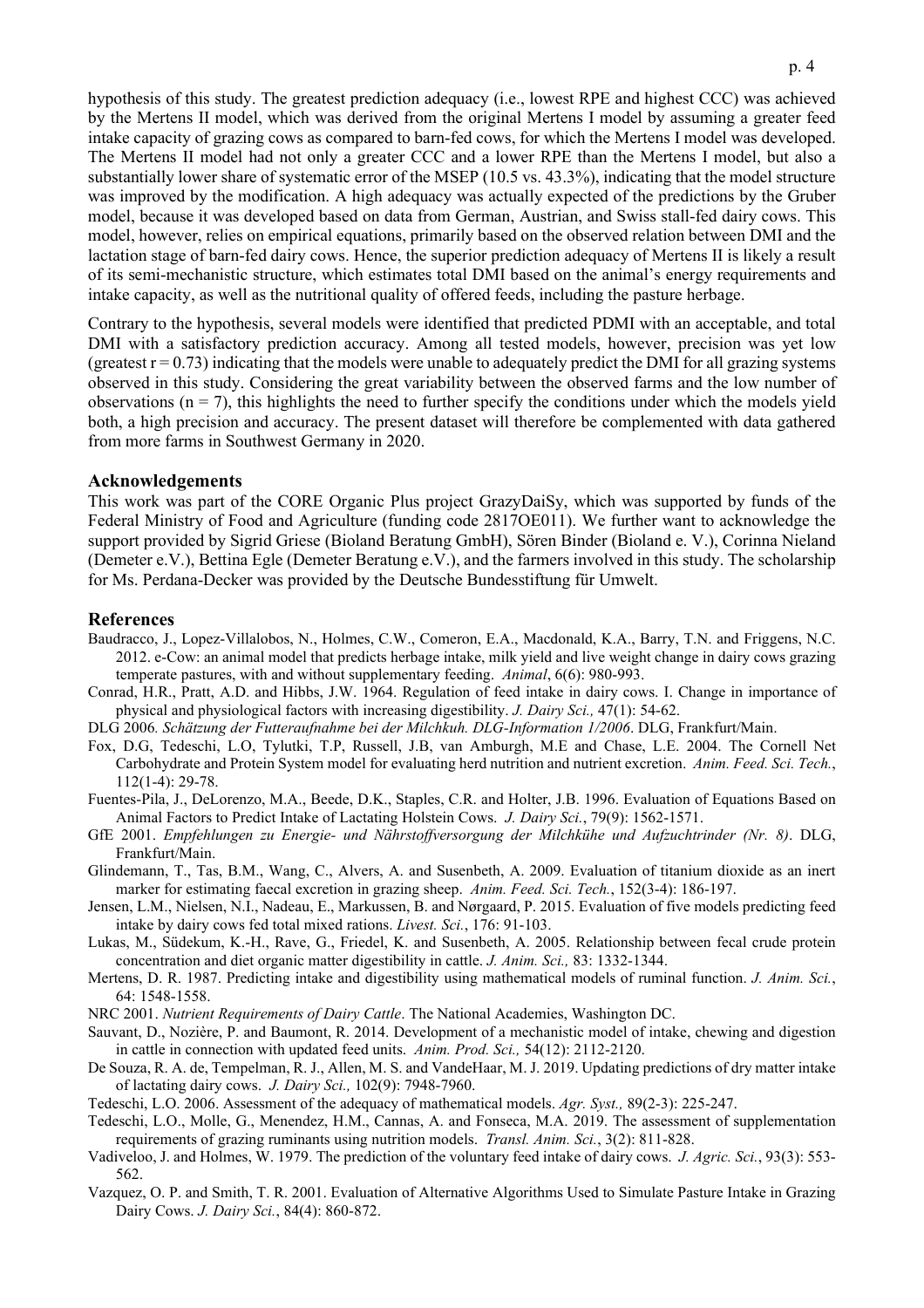hypothesis of this study. The greatest prediction adequacy (i.e., lowest RPE and highest CCC) was achieved by the Mertens II model, which was derived from the original Mertens I model by assuming a greater feed intake capacity of grazing cows as compared to barn-fed cows, for which the Mertens I model was developed. The Mertens II model had not only a greater CCC and a lower RPE than the Mertens I model, but also a substantially lower share of systematic error of the MSEP (10.5 vs. 43.3%), indicating that the model structure was improved by the modification. A high adequacy was actually expected of the predictions by the Gruber model, because it was developed based on data from German, Austrian, and Swiss stall-fed dairy cows. This model, however, relies on empirical equations, primarily based on the observed relation between DMI and the lactation stage of barn-fed dairy cows. Hence, the superior prediction adequacy of Mertens II is likely a result of its semi-mechanistic structure, which estimates total DMI based on the animal's energy requirements and intake capacity, as well as the nutritional quality of offered feeds, including the pasture herbage.

Contrary to the hypothesis, several models were identified that predicted PDMI with an acceptable, and total DMI with a satisfactory prediction accuracy. Among all tested models, however, precision was yet low (greatest $r = 0.73$) indicating that the models were unable to adequately predict the DMI for all grazing systems observed in this study. Considering the great variability between the observed farms and the low number of observations ($n = 7$), this highlights the need to further specify the conditions under which the models yield both, a high precision and accuracy. The present dataset will therefore be complemented with data gathered from more farms in Southwest Germany in 2020.

## Acknowledgements

This work was part of the CORE Organic Plus project GrazyDaiSy, which was supported by funds of the Federal Ministry of Food and Agriculture (funding code 2817OE011). We further want to acknowledge the support provided by Sigrid Griese (Bioland Beratung GmbH), Sören Binder (Bioland e. V.), Corinna Nieland (Demeter e.V.), Bettina Egle (Demeter Beratung e.V.), and the farmers involved in this study. The scholarship for Ms. Perdana-Decker was provided by the Deutsche Bundesstiftung für Umwelt.

## References

Baudracco, J., Lopez-Villalobos, N., Holmes, C.W., Comeron, E.A., Macdonald, K.A., Barry, T.N. and Friggens, N.C. 2012. e-Cow: an animal model that predicts herbage intake, milk yield and live weight change in dairy cows grazing temperate pastures, with and without supplementary feeding. *Animal*, 6(6): 980-993.

Conrad, H.R., Pratt, A.D. and Hibbs, J.W. 1964. Regulation of feed intake in dairy cows. I. Change in importance of physical and physiological factors with increasing digestibility. *J. Dairy Sci.,* 47(1): 54-62.

DLG 2006*. Schätzung der Futteraufnahme bei der Milchkuh. DLG-Information 1/2006*. DLG, Frankfurt/Main.

Fox, D.G, Tedeschi, L.O, Tylutki, T.P, Russell, J.B, van Amburgh, M.E and Chase, L.E. 2004. The Cornell Net Carbohydrate and Protein System model for evaluating herd nutrition and nutrient excretion. *Anim. Feed. Sci. Tech.*, 112(1-4): 29-78.

Fuentes-Pila, J., DeLorenzo, M.A., Beede, D.K., Staples, C.R. and Holter, J.B. 1996. Evaluation of Equations Based on Animal Factors to Predict Intake of Lactating Holstein Cows. *J. Dairy Sci.*, 79(9): 1562-1571.

GfE 2001. *Empfehlungen zu Energie- und Nährstoffversorgung der Milchkühe und Aufzuchtrinder (Nr. 8)*. DLG, Frankfurt/Main.

Glindemann, T., Tas, B.M., Wang, C., Alvers, A. and Susenbeth, A. 2009. Evaluation of titanium dioxide as an inert marker for estimating faecal excretion in grazing sheep. *Anim. Feed. Sci. Tech.*, 152(3-4): 186-197.

Jensen, L.M., Nielsen, N.I., Nadeau, E., Markussen, B. and Nørgaard, P. 2015. Evaluation of five models predicting feed intake by dairy cows fed total mixed rations. *Livest. Sci.*, 176: 91-103.

Lukas, M., Südekum, K.-H., Rave, G., Friedel, K. and Susenbeth, A. 2005. Relationship between fecal crude protein concentration and diet organic matter digestibility in cattle. *J. Anim. Sci.,* 83: 1332-1344.

Mertens, D. R. 1987. Predicting intake and digestibility using mathematical models of ruminal function. *J. Anim. Sci.*, 64: 1548-1558.

NRC 2001. *Nutrient Requirements of Dairy Cattle*. The National Academies, Washington DC.

Sauvant, D., Nozière, P. and Baumont, R. 2014. Development of a mechanistic model of intake, chewing and digestion in cattle in connection with updated feed units. *Anim. Prod. Sci.,* 54(12): 2112-2120.

De Souza, R. A. de, Tempelman, R. J., Allen, M. S. and VandeHaar, M. J. 2019. Updating predictions of dry matter intake of lactating dairy cows. *J. Dairy Sci.,* 102(9): 7948-7960.

Tedeschi, L.O. 2006. Assessment of the adequacy of mathematical models. *Agr. Syst.,* 89(2-3): 225-247.

Tedeschi, L.O., Molle, G., Menendez, H.M., Cannas, A. and Fonseca, M.A. 2019. The assessment of supplementation requirements of grazing ruminants using nutrition models. *Transl. Anim. Sci.*, 3(2): 811-828.

Vadiveloo, J. and Holmes, W. 1979. The prediction of the voluntary feed intake of dairy cows. *J. Agric. Sci.*, 93(3): 553-562.

Vazquez, O. P. and Smith, T. R. 2001. Evaluation of Alternative Algorithms Used to Simulate Pasture Intake in Grazing Dairy Cows. *J. Dairy Sci.*, 84(4): 860-872.